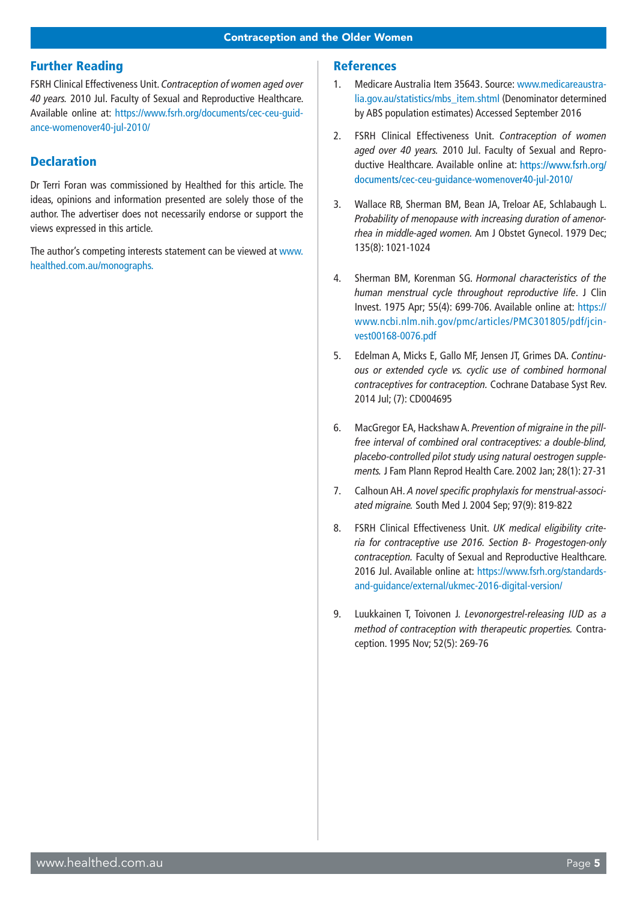## Further Reading

FSRH Clinical Effectiveness Unit. *Contraception of women aged over 40 years.* 2010 Jul. Faculty of Sexual and Reproductive Healthcare. Available online at: https://www.fsrh.org/documents/cec-ceu-guidance-womenover40-jul-2010/

## Declaration

Dr Terri Foran was commissioned by Healthed for this article. The ideas, opinions and information presented are solely those of the author. The advertiser does not necessarily endorse or support the views expressed in this article.

The author's competing interests statement can be viewed at www.healthed.com.au/monographs.

## References

1. Medicare Australia Item 35643. Source: www.medicareaustralia.gov.au/statistics/mbs_item.shtml (Denominator determined by ABS population estimates) Accessed September 2016
2. FSRH Clinical Effectiveness Unit. *Contraception of women aged over 40 years.* 2010 Jul. Faculty of Sexual and Reproductive Healthcare. Available online at: https://www.fsrh.org/documents/cec-ceu-guidance-womenover40-jul-2010/
3. Wallace RB, Sherman BM, Bean JA, Treloar AE, Schlabaugh L. *Probability of menopause with increasing duration of amenorrhea in middle-aged women.* Am J Obstet Gynecol. 1979 Dec; 135(8): 1021-1024
4. Sherman BM, Korenman SG. *Hormonal characteristics of the human menstrual cycle throughout reproductive life*. J Clin Invest. 1975 Apr; 55(4): 699-706. Available online at: https://www.ncbi.nlm.nih.gov/pmc/articles/PMC301805/pdf/jcinvest00168-0076.pdf
5. Edelman A, Micks E, Gallo MF, Jensen JT, Grimes DA. *Continuous or extended cycle vs. cyclic use of combined hormonal contraceptives for contraception.* Cochrane Database Syst Rev. 2014 Jul; (7): CD004695
6. MacGregor EA, Hackshaw A. *Prevention of migraine in the pill-free interval of combined oral contraceptives: a double-blind, placebo-controlled pilot study using natural oestrogen supplements.* J Fam Plann Reprod Health Care. 2002 Jan; 28(1): 27-31
7. Calhoun AH. *A novel specific prophylaxis for menstrual-associated migraine.* South Med J. 2004 Sep; 97(9): 819-822
8. FSRH Clinical Effectiveness Unit. *UK medical eligibility criteria for contraceptive use 2016. Section B- Progestogen-only contraception.* Faculty of Sexual and Reproductive Healthcare. 2016 Jul. Available online at: https://www.fsrh.org/standards-and-guidance/external/ukmec-2016-digital-version/
9. Luukkainen T, Toivonen J. *Levonorgestrel-releasing IUD as a method of contraception with therapeutic properties.* Contraception. 1995 Nov; 52(5): 269-76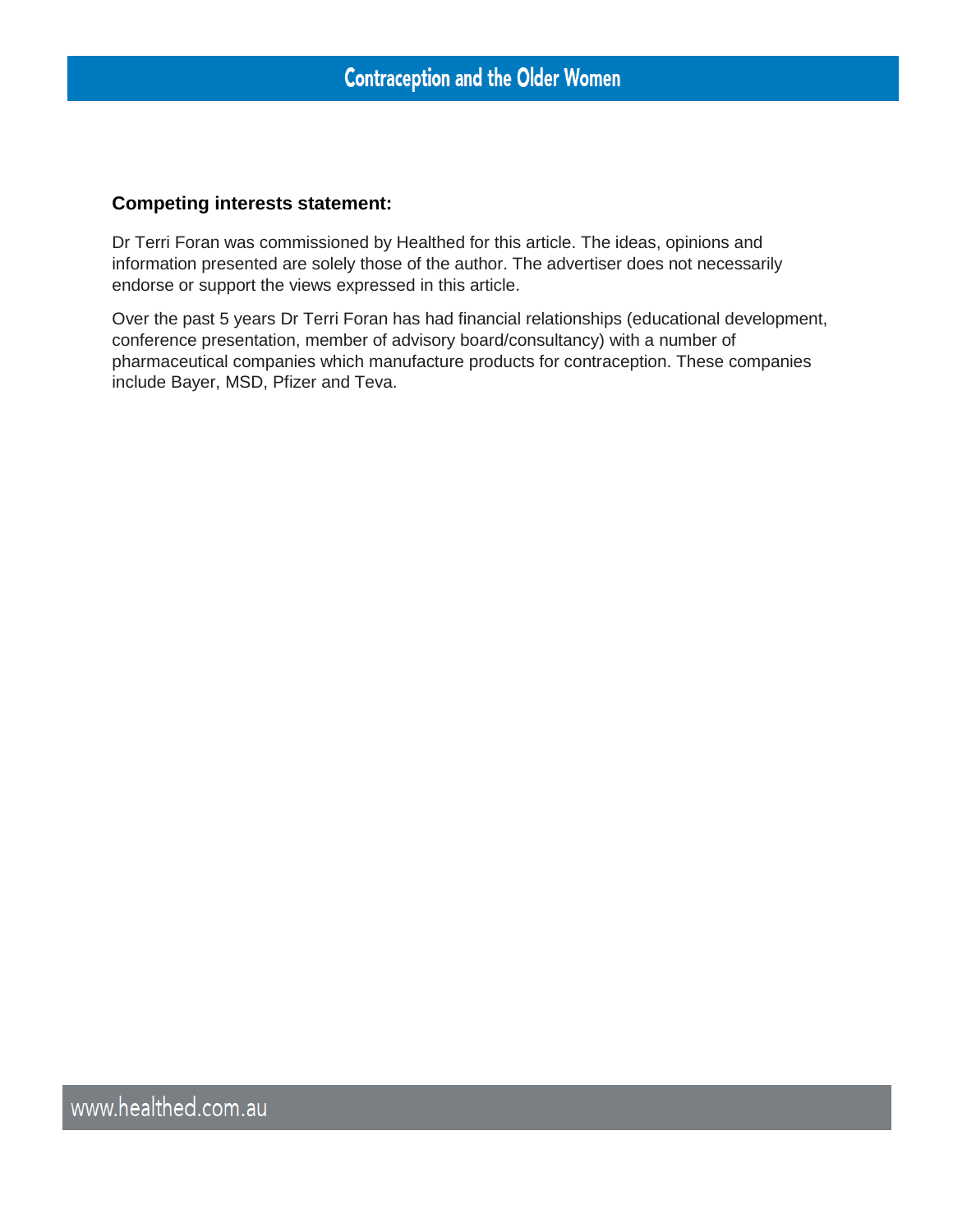**Competing interests statement:**

Dr Terri Foran was commissioned by Healthed for this article. The ideas, opinions and information presented are solely those of the author. The advertiser does not necessarily endorse or support the views expressed in this article.

Over the past 5 years Dr Terri Foran has had financial relationships (educational development, conference presentation, member of advisory board/consultancy) with a number of pharmaceutical companies which manufacture products for contraception. These companies include Bayer, MSD, Pfizer and Teva.